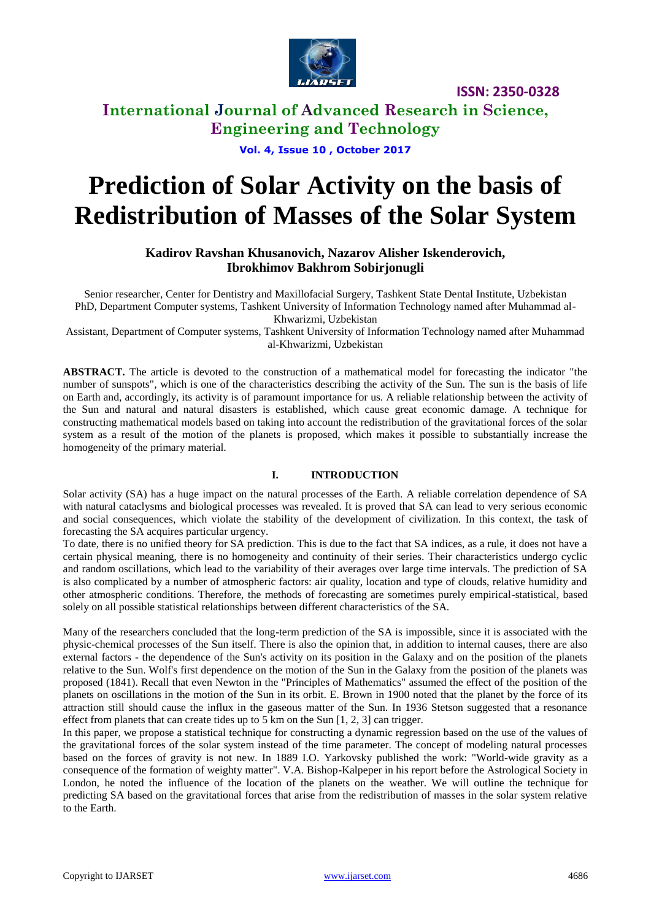# Prediction of Solar Activity on the basis of Redistribution of Masses of the Solar System

**Kadirov Ravshan Khusanovich, Nazarov Alisher Iskenderovich, Ibrokhimov Bakhrom Sobirjonugli**

Senior researcher, Center for Dentistry and Maxillofacial Surgery, Tashkent State Dental Institute, Uzbekistan
PhD, Department Computer systems, Tashkent University of Information Technology named after Muhammad al-Khwarizmi, Uzbekistan
Assistant, Department of Computer systems, Tashkent University of Information Technology named after Muhammad al-Khwarizmi, Uzbekistan

**ABSTRACT.** The article is devoted to the construction of a mathematical model for forecasting the indicator "the number of sunspots", which is one of the characteristics describing the activity of the Sun. The sun is the basis of life on Earth and, accordingly, its activity is of paramount importance for us. A reliable relationship between the activity of the Sun and natural and natural disasters is established, which cause great economic damage. A technique for constructing mathematical models based on taking into account the redistribution of the gravitational forces of the solar system as a result of the motion of the planets is proposed, which makes it possible to substantially increase the homogeneity of the primary material.

## I. INTRODUCTION

Solar activity (SA) has a huge impact on the natural processes of the Earth. A reliable correlation dependence of SA with natural cataclysms and biological processes was revealed. It is proved that SA can lead to very serious economic and social consequences, which violate the stability of the development of civilization. In this context, the task of forecasting the SA acquires particular urgency.

To date, there is no unified theory for SA prediction. This is due to the fact that SA indices, as a rule, it does not have a certain physical meaning, there is no homogeneity and continuity of their series. Their characteristics undergo cyclic and random oscillations, which lead to the variability of their averages over large time intervals. The prediction of SA is also complicated by a number of atmospheric factors: air quality, location and type of clouds, relative humidity and other atmospheric conditions. Therefore, the methods of forecasting are sometimes purely empirical-statistical, based solely on all possible statistical relationships between different characteristics of the SA.

Many of the researchers concluded that the long-term prediction of the SA is impossible, since it is associated with the physic-chemical processes of the Sun itself. There is also the opinion that, in addition to internal causes, there are also external factors - the dependence of the Sun's activity on its position in the Galaxy and on the position of the planets relative to the Sun. Wolf's first dependence on the motion of the Sun in the Galaxy from the position of the planets was proposed (1841). Recall that even Newton in the "Principles of Mathematics" assumed the effect of the position of the planets on oscillations in the motion of the Sun in its orbit. E. Brown in 1900 noted that the planet by the force of its attraction still should cause the influx in the gaseous matter of the Sun. In 1936 Stetson suggested that a resonance effect from planets that can create tides up to 5 km on the Sun [1, 2, 3] can trigger.

In this paper, we propose a statistical technique for constructing a dynamic regression based on the use of the values of the gravitational forces of the solar system instead of the time parameter. The concept of modeling natural processes based on the forces of gravity is not new. In 1889 I.O. Yarkovsky published the work: "World-wide gravity as a consequence of the formation of weighty matter". V.A. Bishop-Kalpeper in his report before the Astrological Society in London, he noted the influence of the location of the planets on the weather. We will outline the technique for predicting SA based on the gravitational forces that arise from the redistribution of masses in the solar system relative to the Earth.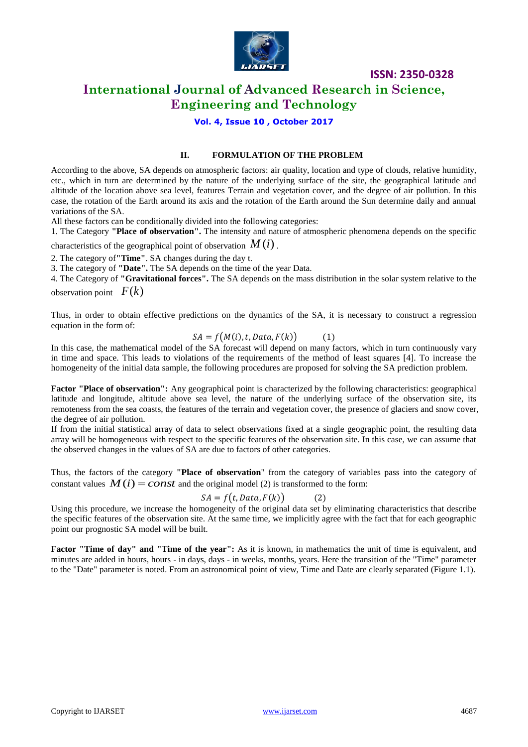## II. FORMULATION OF THE PROBLEM

According to the above, SA depends on atmospheric factors: air quality, location and type of clouds, relative humidity, etc., which in turn are determined by the nature of the underlying surface of the site, the geographical latitude and altitude of the location above sea level, features Terrain and vegetation cover, and the degree of air pollution. In this case, the rotation of the Earth around its axis and the rotation of the Earth around the Sun determine daily and annual variations of the SA.

All these factors can be conditionally divided into the following categories:

1. The Category **"Place of observation".** The intensity and nature of atmospheric phenomena depends on the specific characteristics of the geographical point of observation $M(i)$.
2. The category of **"Time"**. SA changes during the day t.
3. The category of **"Date".** The SA depends on the time of the year Data.
4. The Category of **"Gravitational forces".** The SA depends on the mass distribution in the solar system relative to the observation point $F(k)$

Thus, in order to obtain effective predictions on the dynamics of the SA, it is necessary to construct a regression equation in the form of:

$$SA = f\big(M(i), t, Data, F(k)\big) \qquad (1)$$

In this case, the mathematical model of the SA forecast will depend on many factors, which in turn continuously vary in time and space. This leads to violations of the requirements of the method of least squares [4]. To increase the homogeneity of the initial data sample, the following procedures are proposed for solving the SA prediction problem.

**Factor "Place of observation":** Any geographical point is characterized by the following characteristics: geographical latitude and longitude, altitude above sea level, the nature of the underlying surface of the observation site, its remoteness from the sea coasts, the features of the terrain and vegetation cover, the presence of glaciers and snow cover, the degree of air pollution.

If from the initial statistical array of data to select observations fixed at a single geographic point, the resulting data array will be homogeneous with respect to the specific features of the observation site. In this case, we can assume that the observed changes in the values of SA are due to factors of other categories.

Thus, the factors of the category **"Place of observation**" from the category of variables pass into the category of constant values $M(i) = const$ and the original model (2) is transformed to the form:

$$SA = f\big(t, Data, F(k)\big) \qquad (2)$$

Using this procedure, we increase the homogeneity of the original data set by eliminating characteristics that describe the specific features of the observation site. At the same time, we implicitly agree with the fact that for each geographic point our prognostic SA model will be built.

**Factor "Time of day" and "Time of the year":** As it is known, in mathematics the unit of time is equivalent, and minutes are added in hours, hours - in days, days - in weeks, months, years. Here the transition of the "Time" parameter to the "Date" parameter is noted. From an astronomical point of view, Time and Date are clearly separated (Figure 1.1).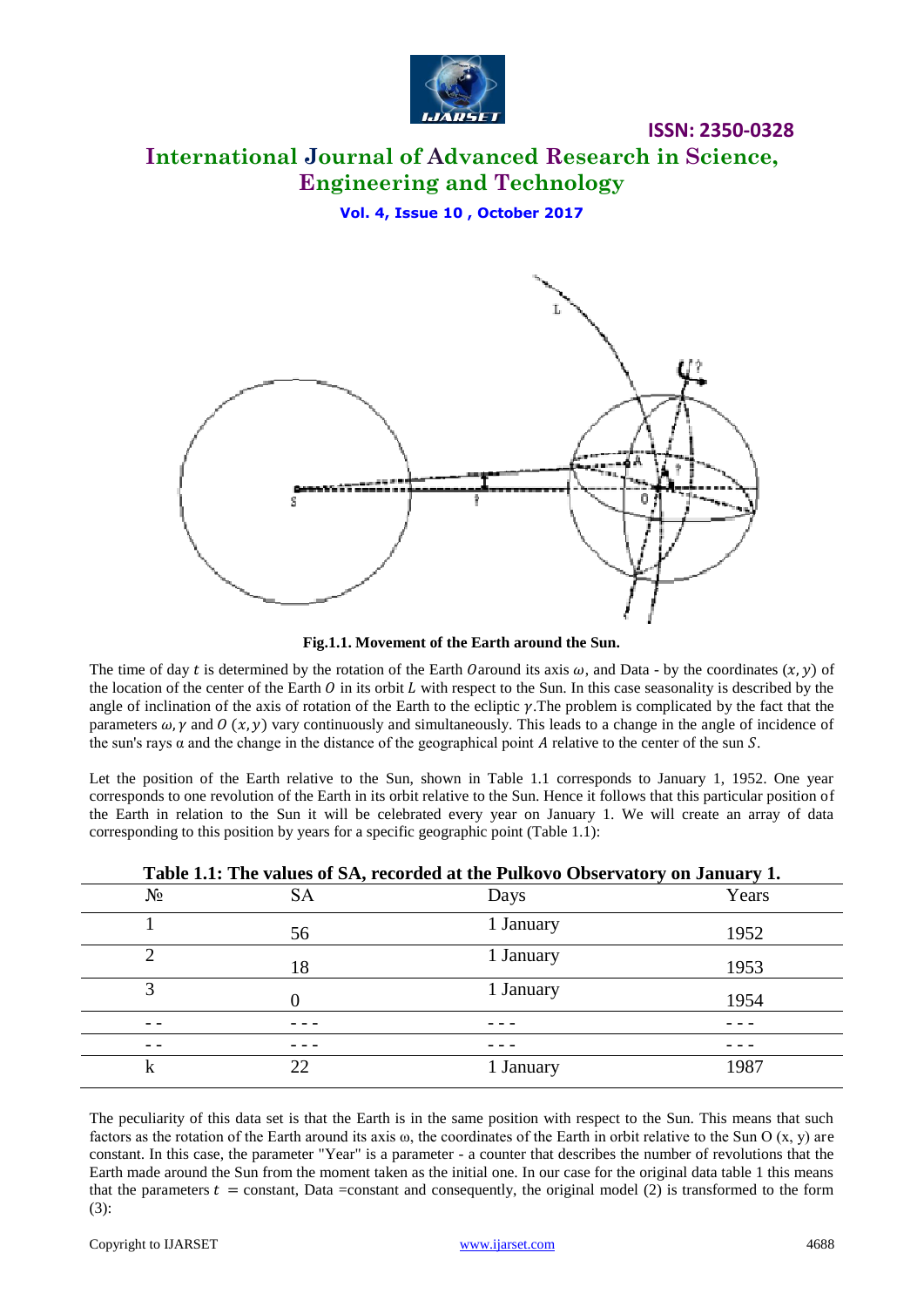Fig.1.1. Movement of the Earth around the Sun.

The time of day $t$ is determined by the rotation of the Earth $O$around its axis $\omega$, and Data - by the coordinates $(x, y)$ of the location of the center of the Earth $O$ in its orbit $L$ with respect to the Sun. In this case seasonality is described by the angle of inclination of the axis of rotation of the Earth to the ecliptic $\gamma$.The problem is complicated by the fact that the parameters $\omega, \gamma$ and $O\ (x, y)$ vary continuously and simultaneously. This leads to a change in the angle of incidence of the sun's rays $\alpha$ and the change in the distance of the geographical point $A$ relative to the center of the sun $S$.

Let the position of the Earth relative to the Sun, shown in Table 1.1 corresponds to January 1, 1952. One year corresponds to one revolution of the Earth in its orbit relative to the Sun. Hence it follows that this particular position of the Earth in relation to the Sun it will be celebrated every year on January 1. We will create an array of data corresponding to this position by years for a specific geographic point (Table 1.1):

**Table 1.1: The values of SA, recorded at the Pulkovo Observatory on January 1.**

| № | SA | Days | Years |
|---|---|---|---|
| 1 | 56 | 1 January | 1952 |
| 2 | 18 | 1 January | 1953 |
| 3 | 0 | 1 January | 1954 |
| - - | - - - | - - - | - - - |
| - - | - - - | - - - | - - - |
| k | 22 | 1 January | 1987 |

The peculiarity of this data set is that the Earth is in the same position with respect to the Sun. This means that such factors as the rotation of the Earth around its axis ω, the coordinates of the Earth in orbit relative to the Sun O (x, y) are constant. In this case, the parameter "Year" is a parameter - a counter that describes the number of revolutions that the Earth made around the Sun from the moment taken as the initial one. In our case for the original data table 1 this means that the parameters $t$ = constant, Data =constant and consequently, the original model (2) is transformed to the form (3):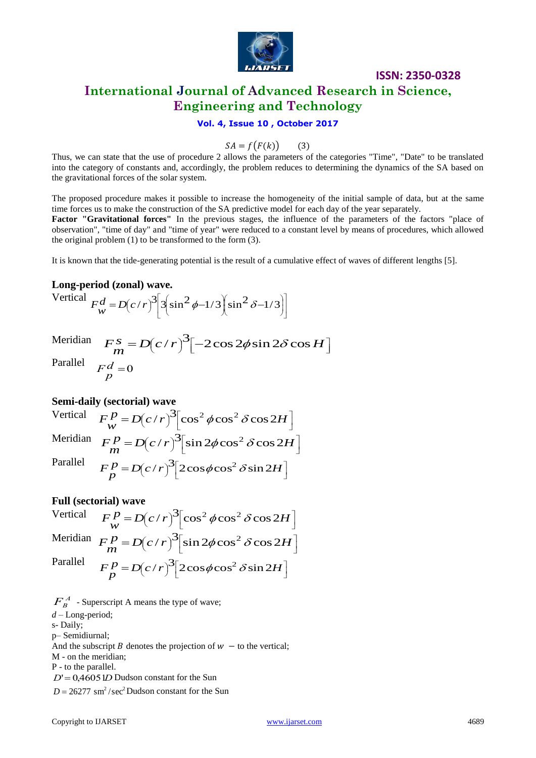$$SA = f\left(F(k)\right) \qquad (3)$$

Thus, we can state that the use of procedure 2 allows the parameters of the categories "Time", "Date" to be translated into the category of constants and, accordingly, the problem reduces to determining the dynamics of the SA based on the gravitational forces of the solar system.

The proposed procedure makes it possible to increase the homogeneity of the initial sample of data, but at the same time forces us to make the construction of the SA predictive model for each day of the year separately.

**Factor "Gravitational forces"** In the previous stages, the influence of the parameters of the factors "place of observation", "time of day" and "time of year" were reduced to a constant level by means of procedures, which allowed the original problem (1) to be transformed to the form (3).

It is known that the tide-generating potential is the result of a cumulative effect of waves of different lengths [5].

**Long-period (zonal) wave.**

Vertical $F_w^d = D\left(c/r\right)^3\left[3\left(\sin^2\phi - 1/3\right)\left(\sin^2\delta - 1/3\right)\right]$

Meridian $F_m^s = D\left(c/r\right)^3\left[-2\cos 2\phi \sin 2\delta \cos H\right]$

Parallel $F_p^d = 0$

**Semi-daily (sectorial) wave**

Vertical $F_w^p = D\left(c/r\right)^3\left[\cos^2\phi \cos^2\delta \cos 2H\right]$

Meridian $F_m^p = D\left(c/r\right)^3\left[\sin 2\phi \cos^2\delta \cos 2H\right]$

Parallel $F_p^p = D\left(c/r\right)^3\left[2\cos\phi \cos^2\delta \sin 2H\right]$

**Full (sectorial) wave**

Vertical $F_w^p = D\left(c/r\right)^3\left[\cos^2\phi \cos^2\delta \cos 2H\right]$

Meridian $F_m^p = D\left(c/r\right)^3\left[\sin 2\phi \cos^2\delta \cos 2H\right]$

Parallel $F_p^p = D\left(c/r\right)^3\left[2\cos\phi \cos^2\delta \sin 2H\right]$

$F_B^A$ - Superscript A means the type of wave;

$d$ – Long-period;

s- Daily;

p– Semidiurnal;

And the subscript $B$ denotes the projection of $w$ – to the vertical;

M - on the meridian;

P - to the parallel.

$D' = 0{,}46051 D$ Dudson constant for the Sun

$D = 26277\ \text{sm}^2/\text{sec}^2$ Dudson constant for the Sun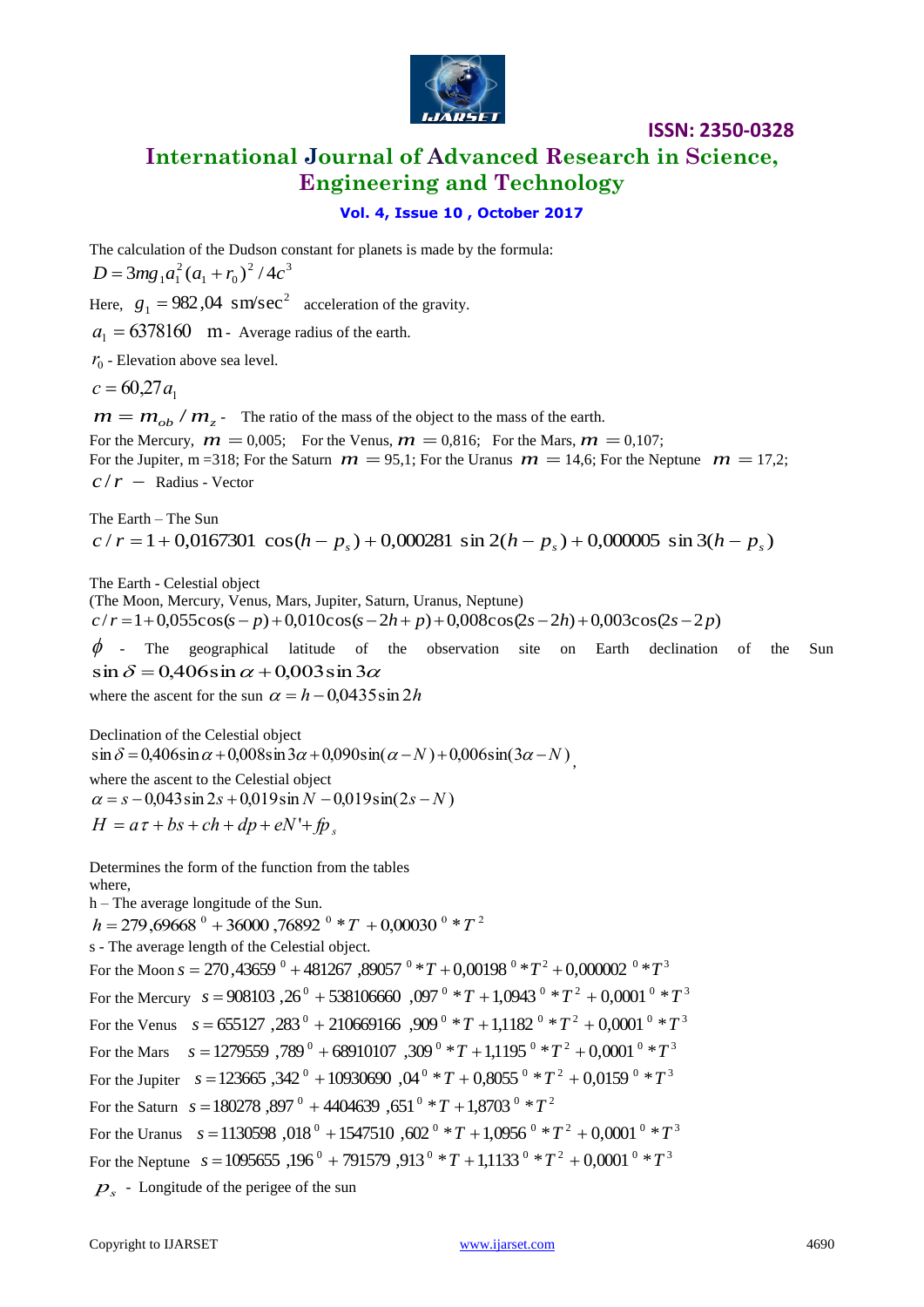The calculation of the Dudson constant for planets is made by the formula:

$D = 3mg_1 a_1^2 (a_1 + r_0)^2 / 4c^3$

Here, $g_1 = 982{,}04$ sm/sec$^2$ acceleration of the gravity.

$a_1 = 6378160$ m - Average radius of the earth.

$r_0$ - Elevation above sea level.

$c = 60{,}27 a_1$

$m = m_{ob} / m_z$ - The ratio of the mass of the object to the mass of the earth.

For the Mercury, $m = 0{,}005$; For the Venus, $m = 0{,}816$; For the Mars, $m = 0{,}107$;
For the Jupiter, m =318; For the Saturn $m = 95{,}1$; For the Uranus $m = 14{,}6$; For the Neptune $m = 17{,}2$;

$c / r$ – Radius - Vector

The Earth – The Sun

$$c / r = 1 + 0{,}0167301 \cos(h - p_s) + 0{,}000281 \sin 2(h - p_s) + 0{,}000005 \sin 3(h - p_s)$$

The Earth - Celestial object
(The Moon, Mercury, Venus, Mars, Jupiter, Saturn, Uranus, Neptune)

$$c / r = 1 + 0{,}055\cos(s - p) + 0{,}010\cos(s - 2h + p) + 0{,}008\cos(2s - 2h) + 0{,}003\cos(2s - 2p)$$

$\phi$ - The geographical latitude of the observation site on Earth declination of the Sun

$$\sin\delta = 0{,}406\sin\alpha + 0{,}003\sin 3\alpha$$

where the ascent for the sun $\alpha = h - 0{,}0435\sin 2h$

Declination of the Celestial object

$$\sin\delta = 0{,}406\sin\alpha + 0{,}008\sin 3\alpha + 0{,}090\sin(\alpha - N) + 0{,}006\sin(3\alpha - N),$$

where the ascent to the Celestial object

$$\alpha = s - 0{,}043\sin 2s + 0{,}019\sin N - 0{,}019\sin(2s - N)$$

$$H = a\tau + bs + ch + dp + eN' + fp_s$$

Determines the form of the function from the tables
where,

h – The average longitude of the Sun.

$$h = 279{,}69668^0 + 36000{,}76892^0 * T + 0{,}00030^0 * T^2$$

s - The average length of the Celestial object.

For the Moon $s = 270{,}43659^0 + 481267{,}89057^0 * T + 0{,}00198^0 * T^2 + 0{,}000002^0 * T^3$

For the Mercury $s = 908103{,}26^0 + 538106660{,}097^0 * T + 1{,}0943^0 * T^2 + 0{,}0001^0 * T^3$

For the Venus $s = 655127{,}283^0 + 210669166{,}909^0 * T + 1{,}1182^0 * T^2 + 0{,}0001^0 * T^3$

For the Mars $s = 1279559{,}789^0 + 68910107{,}309^0 * T + 1{,}1195^0 * T^2 + 0{,}0001^0 * T^3$

For the Jupiter $s = 123665{,}342^0 + 10930690{,}04^0 * T + 0{,}8055^0 * T^2 + 0{,}0159^0 * T^3$

For the Saturn $s = 180278{,}897^0 + 4404639{,}651^0 * T + 1{,}8703^0 * T^2$

For the Uranus $s = 1130598{,}018^0 + 1547510{,}602^0 * T + 1{,}0956^0 * T^2 + 0{,}0001^0 * T^3$

For the Neptune $s = 1095655{,}196^0 + 791579{,}913^0 * T + 1{,}1133^0 * T^2 + 0{,}0001^0 * T^3$

$p_s$ - Longitude of the perigee of the sun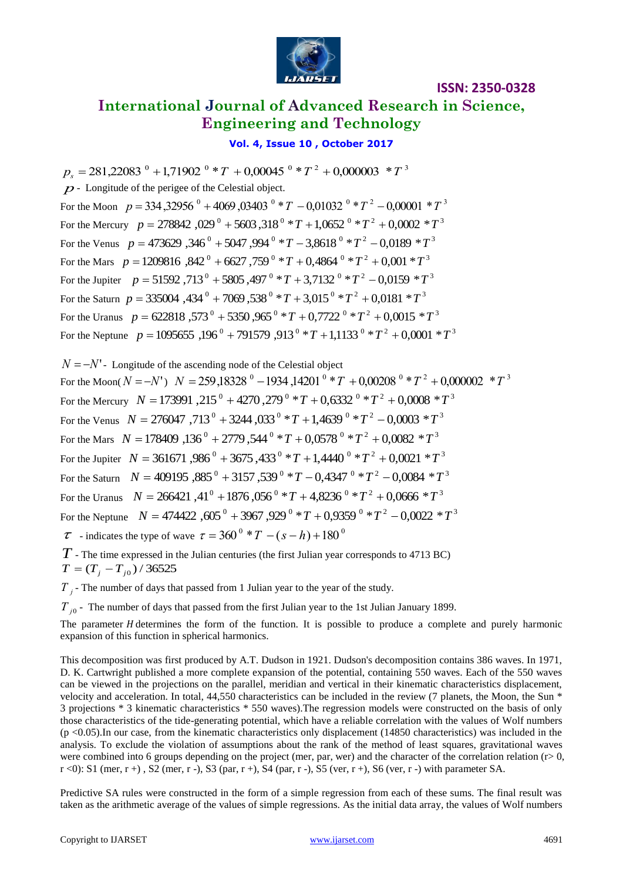$p_s = 281{,}22083^0 + 1{,}71902^0 * T + 0{,}00045^0 * T^2 + 0{,}000003 * T^3$

$p$ - Longitude of the perigee of the Celestial object.

For the Moon $p = 334{,}32956^0 + 4069{,}03403^0 * T - 0{,}01032^0 * T^2 - 0{,}00001 * T^3$

For the Mercury $p = 278842{,}029^0 + 5603{,}318^0 * T + 1{,}0652^0 * T^2 + 0{,}0002 * T^3$

For the Venus $p = 473629{,}346^0 + 5047{,}994^0 * T - 3{,}8618^0 * T^2 - 0{,}0189 * T^3$

For the Mars $p = 1209816{,}842^0 + 6627{,}759^0 * T + 0{,}4864^0 * T^2 + 0{,}001 * T^3$

For the Jupiter $p = 51592{,}713^0 + 5805{,}497^0 * T + 3{,}7132^0 * T^2 - 0{,}0159 * T^3$

For the Saturn $p = 335004{,}434^0 + 7069{,}538^0 * T + 3{,}015^0 * T^2 + 0{,}0181 * T^3$

For the Uranus $p = 622818{,}573^0 + 5350{,}965^0 * T + 0{,}7722^0 * T^2 + 0{,}0015 * T^3$

For the Neptune $p = 1095655{,}196^0 + 791579{,}913^0 * T + 1{,}1133^0 * T^2 + 0{,}0001 * T^3$

$N = -N'$ - Longitude of the ascending node of the Celestial object

For the Moon($N = -N'$) $N = 259{,}18328^0 - 1934{,}14201^0 * T + 0{,}00208^0 * T^2 + 0{,}000002 * T^3$

For the Mercury $N = 173991{,}215^0 + 4270{,}279^0 * T + 0{,}6332^0 * T^2 + 0{,}0008 * T^3$

For the Venus $N = 276047{,}713^0 + 3244{,}033^0 * T + 1{,}4639^0 * T^2 - 0{,}0003 * T^3$

For the Mars $N = 178409{,}136^0 + 2779{,}544^0 * T + 0{,}0578^0 * T^2 + 0{,}0082 * T^3$

For the Jupiter $N = 361671{,}986^0 + 3675{,}433^0 * T + 1{,}4440^0 * T^2 + 0{,}0021 * T^3$

For the Saturn $N = 409195{,}885^0 + 3157{,}539^0 * T - 0{,}4347^0 * T^2 - 0{,}0084 * T^3$

For the Uranus $N = 266421{,}41^0 + 1876{,}056^0 * T + 4{,}8236^0 * T^2 + 0{,}0666 * T^3$

For the Neptune $N = 474422{,}605^0 + 3967{,}929^0 * T + 0{,}9359^0 * T^2 - 0{,}0022 * T^3$

$\tau$ - indicates the type of wave $\tau = 360^0 * T - (s - h) + 180^0$

$T$ - The time expressed in the Julian centuries (the first Julian year corresponds to 4713 BC)

$T = (T_j - T_{j0}) / 36525$

$T_j$ - The number of days that passed from 1 Julian year to the year of the study.

$T_{j0}$ - The number of days that passed from the first Julian year to the 1st Julian January 1899.

The parameter $H$ determines the form of the function. It is possible to produce a complete and purely harmonic expansion of this function in spherical harmonics.

This decomposition was first produced by A.T. Dudson in 1921. Dudson's decomposition contains 386 waves. In 1971, D. K. Cartwright published a more complete expansion of the potential, containing 550 waves. Each of the 550 waves can be viewed in the projections on the parallel, meridian and vertical in their kinematic characteristics displacement, velocity and acceleration. In total, 44,550 characteristics can be included in the review (7 planets, the Moon, the Sun * 3 projections * 3 kinematic characteristics * 550 waves).The regression models were constructed on the basis of only those characteristics of the tide-generating potential, which have a reliable correlation with the values of Wolf numbers ($p < 0.05$).In our case, from the kinematic characteristics only displacement (14850 characteristics) was included in the analysis. To exclude the violation of assumptions about the rank of the method of least squares, gravitational waves were combined into 6 groups depending on the project (mer, par, wer) and the character of the correlation relation ($r > 0$, $r < 0$): S1 (mer, r +) , S2 (mer, r -), S3 (par, r +), S4 (par, r -), S5 (ver, r +), S6 (ver, r -) with parameter SA.

Predictive SA rules were constructed in the form of a simple regression from each of these sums. The final result was taken as the arithmetic average of the values of simple regressions. As the initial data array, the values of Wolf numbers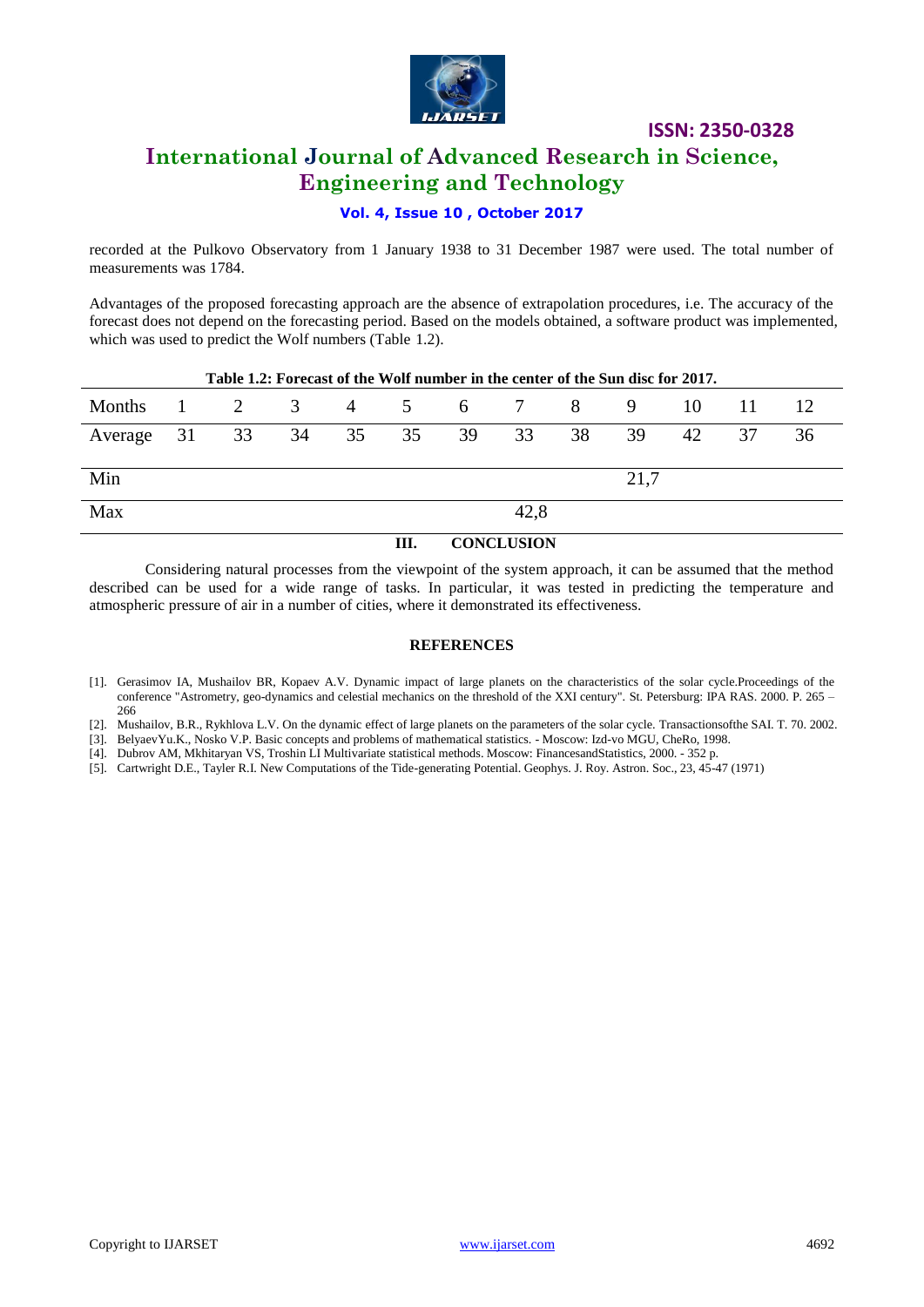recorded at the Pulkovo Observatory from 1 January 1938 to 31 December 1987 were used. The total number of measurements was 1784.

Advantages of the proposed forecasting approach are the absence of extrapolation procedures, i.e. The accuracy of the forecast does not depend on the forecasting period. Based on the models obtained, a software product was implemented, which was used to predict the Wolf numbers (Table 1.2).

**Table 1.2: Forecast of the Wolf number in the center of the Sun disc for 2017.**

| Months | 1 | 2 | 3 | 4 | 5 | 6 | 7 | 8 | 9 | 10 | 11 | 12 |
|---|---|---|---|---|---|---|---|---|---|---|---|---|
| Average | 31 | 33 | 34 | 35 | 35 | 39 | 33 | 38 | 39 | 42 | 37 | 36 |
| Min | 21,7 | | | | | | | | | | | |
| Max | 42,8 | | | | | | | | | | | |

## III. CONCLUSION

Considering natural processes from the viewpoint of the system approach, it can be assumed that the method described can be used for a wide range of tasks. In particular, it was tested in predicting the temperature and atmospheric pressure of air in a number of cities, where it demonstrated its effectiveness.

## REFERENCES

[1]. Gerasimov IA, Mushailov BR, Kopaev A.V. Dynamic impact of large planets on the characteristics of the solar cycle.Proceedings of the conference "Astrometry, geo-dynamics and celestial mechanics on the threshold of the XXI century". St. Petersburg: IPA RAS. 2000. P. 265 – 266

[2]. Mushailov, B.R., Rykhlova L.V. On the dynamic effect of large planets on the parameters of the solar cycle. Transactionsofthe SAI. T. 70. 2002.

[3]. BelyaevYu.K., Nosko V.P. Basic concepts and problems of mathematical statistics. - Moscow: Izd-vo MGU, CheRo, 1998.

[4]. Dubrov AM, Mkhitaryan VS, Troshin LI Multivariate statistical methods. Moscow: FinancesandStatistics, 2000. - 352 p.

[5]. Cartwright D.E., Tayler R.I. New Computations of the Tide-generating Potential. Geophys. J. Roy. Astron. Soc., 23, 45-47 (1971)